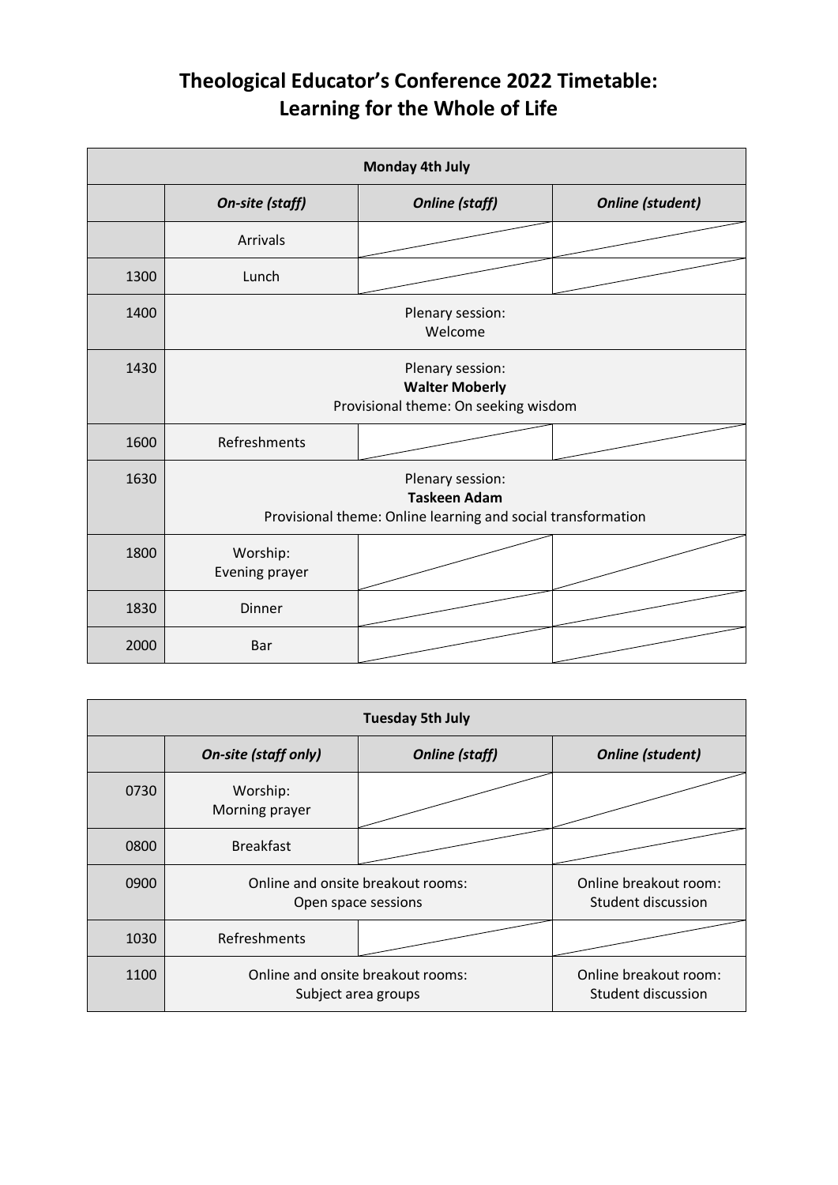# Theological Educator's Conference 2022 Timetable: Learning for the Whole of Life

| Monday 4th July | | | |
|---|---|---|---|
| | ***On-site (staff)*** | ***Online (staff)*** | ***Online (student)*** |
| | Arrivals | | |
| 1300 | Lunch | | |
| 1400 | Plenary session: Welcome | | |
| 1430 | Plenary session: **Walter Moberly** Provisional theme: On seeking wisdom | | |
| 1600 | Refreshments | | |
| 1630 | Plenary session: **Taskeen Adam** Provisional theme: Online learning and social transformation | | |
| 1800 | Worship: Evening prayer | | |
| 1830 | Dinner | | |
| 2000 | Bar | | |

| Tuesday 5th July | | | |
|---|---|---|---|
| | ***On-site (staff only)*** | ***Online (staff)*** | ***Online (student)*** |
| 0730 | Worship: Morning prayer | | |
| 0800 | Breakfast | | |
| 0900 | Online and onsite breakout rooms: Open space sessions | | Online breakout room: Student discussion |
| 1030 | Refreshments | | |
| 1100 | Online and onsite breakout rooms: Subject area groups | | Online breakout room: Student discussion |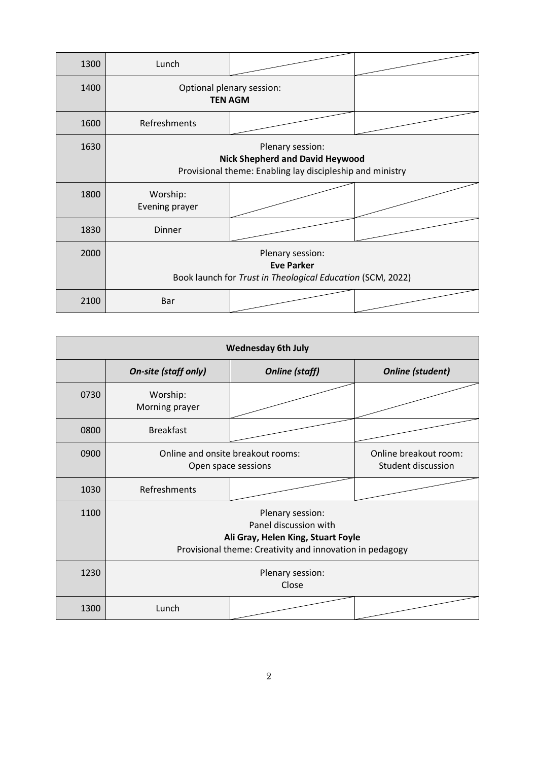| | | | |
|---|---|---|---|
| 1300 | Lunch | | |
| 1400 | Optional plenary session: **TEN AGM** | | |
| 1600 | Refreshments | | |
| 1630 | Plenary session: **Nick Shepherd and David Heywood** Provisional theme: Enabling lay discipleship and ministry | | |
| 1800 | Worship: Evening prayer | | |
| 1830 | Dinner | | |
| 2000 | Plenary session: **Eve Parker** Book launch for *Trust in Theological Education* (SCM, 2022) | | |
| 2100 | Bar | | |

| **Wednesday 6th July** | | | |
|---|---|---|---|
| | ***On-site (staff only)*** | ***Online (staff)*** | ***Online (student)*** |
| 0730 | Worship: Morning prayer | | |
| 0800 | Breakfast | | |
| 0900 | Online and onsite breakout rooms: Open space sessions | | Online breakout room: Student discussion |
| 1030 | Refreshments | | |
| 1100 | Plenary session: Panel discussion with **Ali Gray, Helen King, Stuart Foyle** Provisional theme: Creativity and innovation in pedagogy | | |
| 1230 | Plenary session: Close | | |
| 1300 | Lunch | | |